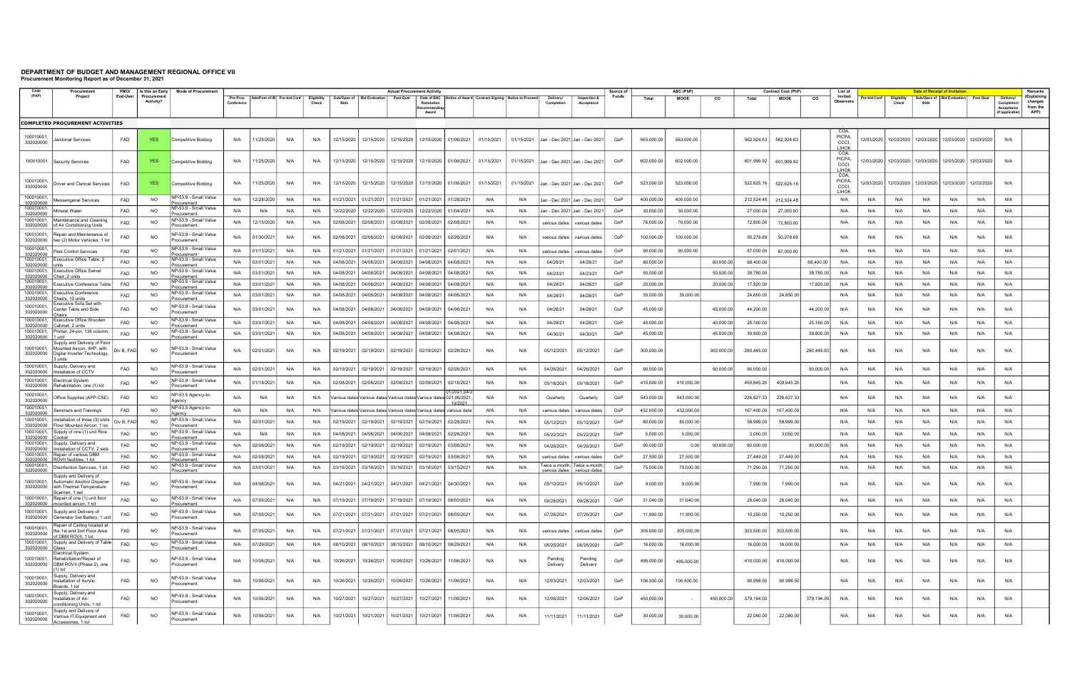# DEPARTMENT OF BUDGET AND MANAGEMENT REGIONAL OFFICE VII

**Procurement Monitoring Report as of December 31, 2021**

| Code (PAP) | Procurement Project | PMO/ End-User | Is this an Early Procurement Activity? | Mode of Procurement | Actual Procurement Activity | | | | | | | | | | | | | | Source of Funds | ABC (PhP) | | | Contract Cost (PhP) | | | List of Invited Observers | Date of Receipt of Invitation | | | | | | | Remarks (Explaining changes from the APP) |
|---|---|---|---|---|---|---|---|---|---|---|---|---|---|---|---|---|---|---|---|---|---|---|---|---|---|---|---|---|---|---|---|---|---|---|
| | | | | | Pre-Proc Conference | Ads/Post of IB | Pre-bid Conf | Eligibility Check | Sub/Open of Bids | Bid Evaluation | Post Qual | Date of BAC Resolution Recommending Award | Notice of Award | Contract Signing | Notice to Proceed | Delivery/ Completion | Inspection & Acceptance | | | Total | MOOE | CO | Total | MOOE | CO | | Pre-bid Conf | Eligibility Check | Sub/Open of Bids | Bid Evaluation | Post Qual | Delivery/ Completion/ Acceptance (If applicable) | |
| **COMPLETED PROCUREMENT ACTIVITIES** | | | | | | | | | | | | | | | | | | | | | | | | | | | | | | | | | | |
| 100010001, 302020000 | Janitorial Services | FAD | YES | Competitive Bidding | N/A | 11/25/2020 | N/A | N/A | 12/15/2020 | 12/15/2020 | 12/15/2020 | 12/15/2020 | 01/06/2021 | 01/15/2021 | 01/15/2021 | Jan - Dec 2021 | Jan - Dec 2021 | GoP | 563,000.00 | 563,000.00 | | 562,924.63 | 562,924.63 | | COA, PICPA, CCCI, LIHOK | 12/03/2020 | 12/03/2020 | 12/03/2020 | 12/03/2020 | 12/03/2020 | N/A | |
| 100010001 | Security Services | FAD | YES | Competitive Bidding | N/A | 11/25/2020 | N/A | N/A | 12/15/2020 | 12/15/2020 | 12/15/2020 | 12/15/2020 | 01/06/2021 | 01/15/2021 | 01/15/2021 | Jan - Dec 2021 | Jan - Dec 2021 | GoP | 602,000.00 | 602,000.00 | | 601,999.92 | 601,999.92 | | COA, PICPA, CCCI, LIHOK | 12/03/2020 | 12/03/2020 | 12/03/2020 | 12/03/2020 | 12/03/2020 | N/A | |
| 100010001, 302020000 | Driver and Clerical Services | FAD | YES | Competitive Bidding | N/A | 11/25/2020 | N/A | N/A | 12/15/2020 | 12/15/2020 | 12/15/2020 | 12/15/2020 | 01/06/2021 | 01/15/2021 | 01/15/2021 | Jan - Dec 2021 | Jan - Dec 2021 | GoP | 523,000.00 | 523,000.00 | | 522,625.16 | 522,625.16 | | COA, PICPA, CCCI, LIHOK | 12/03/2020 | 12/03/2020 | 12/03/2020 | 12/03/2020 | 12/03/2020 | N/A | |
| 100010001, 302020000 | Messengerial Services | FAD | NO | NP-53.9 - Small Value Procurement | N/A | 12/28/2020 | N/A | N/A | 01/21/2021 | 01/21/2021 | 01/21/2021 | 01/21/2021 | 01/28/2021 | N/A | N/A | Jan - Dec 2021 | Jan - Dec 2021 | GoP | 400,000.00 | 400,000.00 | | 212,524.48 | 212,524.48 | | N/A | N/A | N/A | N/A | N/A | N/A | N/A | |
| 100010001, 302020000 | Mineral Water | FAD | NO | NP-53.9 - Small Value Procurement | N/A | N/A | N/A | N/A | 12/22/2020 | 12/22/2020 | 12/22/2020 | 12/22/2020 | 01/04/2021 | N/A | N/A | Jan - Dec 2021 | Jan - Dec 2021 | GoP | 30,000.00 | 30,000.00 | | 27,000.00 | 27,000.00 | | N/A | N/A | N/A | N/A | N/A | N/A | N/A | |
| 100010001, 302020000 | Maintenance and Cleaning of Air Conditioning Units | FAD | NO | NP-53.9 - Small Value Procurement | N/A | 12/15/2020 | N/A | N/A | 02/08/2021 | 02/08/2021 | 02/08/2021 | 02/08/2021 | 02/08/2021 | N/A | N/A | various dates | various dates | GoP | 76,000.00 | 76,000.00 | | 72,800.00 | 72,800.00 | | N/A | N/A | N/A | N/A | N/A | N/A | N/A | |
| 100010001, 302020000 | Repair and Maintenance of two (2) Motor Vehicles, 1 lot | FAD | NO | NP-53.9 - Small Value Procurement | N/A | 01/30/2021 | N/A | N/A | 02/08/2021 | 02/08/2021 | 02/08/2021 | 02/08/2021 | 02/28/2021 | N/A | N/A | various dates | various dates | GoP | 100,000.00 | 100,000.00 | | 50,278.69 | 50,278.69 | | N/A | N/A | N/A | N/A | N/A | N/A | N/A | |
| 100010001, 302020000 | Pest Control Services | FAD | NO | NP-53.9 - Small Value Procurement | N/A | 01/13/2021 | N/A | N/A | 01/21/2021 | 01/21/2021 | 01/21/2021 | 01/21/2021 | 02/01/2021 | N/A | N/A | various dates | various dates | GoP | 90,000.00 | 90,000.00 | | 87,000.00 | 87,000.00 | | N/A | N/A | N/A | N/A | N/A | N/A | N/A | |
| 100010001, 302020000 | Executive Office Table, 2 units | FAD | NO | NP-53.9 - Small Value Procurement | N/A | 03/01/2021 | N/A | N/A | 04/08/2021 | 04/08/2021 | 04/08/2021 | 04/08/2021 | 04/08/2021 | N/A | N/A | 04/28/21 | 04/28/21 | GoP | 80,000.00 | | 80,000.00 | 68,400.00 | | 68,400.00 | N/A | N/A | N/A | N/A | N/A | N/A | N/A | |
| 100010001, 302020000 | Executive Office Swivel Chair, 2 units | FAD | NO | NP-53.9 - Small Value Procurement | N/A | 03/01/2021 | N/A | N/A | 04/08/2021 | 04/08/2021 | 04/08/2021 | 04/08/2021 | 04/08/2021 | N/A | N/A | 04/23/21 | 04/23/21 | GoP | 50,000.00 | | 50,000.00 | 38,780.00 | | 38,780.00 | N/A | N/A | N/A | N/A | N/A | N/A | N/A | |
| 100010001, 302020000 | Executive Conference Table | FAD | NO | NP-53.9 - Small Value Procurement | N/A | 03/01/2021 | N/A | N/A | 04/08/2021 | 04/08/2021 | 04/08/2021 | 04/08/2021 | 04/08/2021 | N/A | N/A | 04/28/21 | 04/28/21 | GoP | 20,000.00 | | 20,000.00 | 17,820.00 | | 17,820.00 | N/A | N/A | N/A | N/A | N/A | N/A | N/A | |
| 100010001, 302020000 | Executive Conference Chairs, 10 units | FAD | NO | NP-53.9 - Small Value Procurement | N/A | 03/01/2021 | N/A | N/A | 04/08/2021 | 04/08/2021 | 04/08/2021 | 04/08/2021 | 04/08/2021 | N/A | N/A | 04/28/21 | 04/28/21 | GoP | 35,000.00 | 35,000.00 | | 24,650.00 | 24,650.00 | | N/A | N/A | N/A | N/A | N/A | N/A | N/A | |
| 100010001, 302020000 | Executive Sofa Set with Center Table and Side Chairs | FAD | NO | NP-53.9 - Small Value Procurement | N/A | 03/01/2021 | N/A | N/A | 04/08/2021 | 04/08/2021 | 04/08/2021 | 04/08/2021 | 04/08/2021 | N/A | N/A | 04/28/21 | 04/28/21 | GoP | 45,000.00 | | 45,000.00 | 44,200.00 | | 44,200.00 | N/A | N/A | N/A | N/A | N/A | N/A | N/A | |
| 100010001, 302020000 | Executive Office Wooden Cabinet, 2 units | FAD | NO | NP-53.9 - Small Value Procurement | N/A | 03/01/2021 | N/A | N/A | 04/08/2021 | 04/08/2021 | 04/08/2021 | 04/08/2021 | 04/08/2021 | N/A | N/A | 04/28/21 | 04/28/21 | GoP | 40,000.00 | | 40,000.00 | 25,160.00 | | 25,160.00 | N/A | N/A | N/A | N/A | N/A | N/A | N/A | |
| 100010001, 302020000 | Printer, 24-pin, 136 column, 1 unit | FAD | NO | NP-53.9 - Small Value Procurement | N/A | 03/01/2021 | N/A | N/A | 04/08/2021 | 04/08/2021 | 04/08/2021 | 04/08/2021 | 04/08/2021 | N/A | N/A | 04/30/21 | 04/30/21 | GoP | 45,000.00 | | 45,000.00 | 39,800.00 | | 39,800.00 | N/A | N/A | N/A | N/A | N/A | N/A | N/A | |
| 100010001, 302020000 | Supply and Delivery of Floor Mounted Aircon, 4HP, with Digital Inverter Technology, 3 units | Div B, FAD | NO | NP-53.9 - Small Value Procurement | N/A | 02/01/2021 | N/A | N/A | 02/19/2021 | 02/19/2021 | 02/19/2021 | 02/19/2021 | 02/28/2021 | N/A | N/A | 05/12/2021 | 05/12/2021 | GoP | 300,000.00 | | 300,000.00 | 290,445.00 | | 290,445.00 | N/A | N/A | N/A | N/A | N/A | N/A | N/A | |
| 100010001, 302020000 | Supply, Delivery and Installation of CCTV | FAD | NO | NP-53.9 - Small Value Procurement | N/A | 02/01/2021 | N/A | N/A | 02/19/2021 | 02/19/2021 | 02/19/2021 | 02/19/2021 | 02/28/2021 | N/A | N/A | 04/26/2021 | 04/26/2021 | GoP | 90,000.00 | | 90,000.00 | 90,000.00 | | 90,000.00 | N/A | N/A | N/A | N/A | N/A | N/A | N/A | |
| 100010001, 302020000 | Electrical System Rehabilitation, one (1) lot | FAD | NO | NP-53.9 - Small Value Procurement | N/A | 01/18/2021 | N/A | N/A | 02/08/2021 | 02/08/2021 | 02/08/2021 | 02/08/2021 | 02/18/2021 | N/A | N/A | 05/18/2021 | 05/18/2021 | GoP | 410,000.00 | 410,000.00 | | 409,645.20 | 409,645.20 | | N/A | N/A | N/A | N/A | N/A | N/A | N/A | |
| 100010001, 302020000 | Office Supplies (APP-CSE) | FAD | NO | NP-53.5 Agency-to-Agency | N/A | N/A | N/A | N/A | Various dates | Various dates | Various dates | Various dates | 01/2021,04/2021,06/2021, 10/2021 | N/A | N/A | Quarterly | Quarterly | GoP | 543,000.00 | 543,000.00 | | 226,627.33 | 226,627.33 | | N/A | N/A | N/A | N/A | N/A | N/A | N/A | |
| 100010001, 302020000 | Seminars and Trainings | FAD | NO | NP-53.5 Agency-to-Agency | N/A | N/A | N/A | N/A | Various dates | Various dates | Various dates | Various dates | various dates | N/A | N/A | various dates | various dates | GoP | 432,000.00 | 432,000.00 | | 167,400.00 | 167,400.00 | | N/A | N/A | N/A | N/A | N/A | N/A | N/A | |
| 100010001, 302020000 | Installation of three (3) units Floor Mounted Aircon, 1 lot | Div B, FAD | NO | NP-53.9 - Small Value Procurement | N/A | 02/01/2021 | N/A | N/A | 02/19/2021 | 02/19/2021 | 02/19/2021 | 02/19/2021 | 02/28/2021 | N/A | N/A | 05/12/2021 | 05/12/2021 | GoP | 80,000.00 | 80,000.00 | | 58,999.00 | 58,999.00 | | N/A | N/A | N/A | N/A | N/A | N/A | N/A | |
| 100010001, 302020000 | Supply of one (1) unit Rice Cooker | FAD | NO | NP-53.9 - Small Value Procurement | N/A | N/A | N/A | N/A | 04/08/2021 | 04/08/2021 | 04/08/2021 | 04/08/2021 | 02/28/2021 | N/A | N/A | 05/22/2021 | 05/22/2021 | GoP | 5,000.00 | 5,000.00 | | 3,050.00 | 3,050.00 | | N/A | N/A | N/A | N/A | N/A | N/A | N/A | |
| 100010001, 302020000 | Supply, Delivery and Installation of CCTV, 2 sets | FAD | NO | NP-53.9 - Small Value Procurement | N/A | 02/08/2021 | N/A | N/A | 02/19/2021 | 02/19/2021 | 02/19/2021 | 02/19/2021 | 03/08/2021 | N/A | N/A | 04/26/2021 | 04/26/2021 | GoP | 90,000.00 | 0.00 | 90,000.00 | 90,000.00 | | 90,000.00 | N/A | N/A | N/A | N/A | N/A | N/A | N/A | |
| 100010001, 302020000 | Repair of various DBM ROVII facilities, 1 lot | FAD | NO | NP-53.9 - Small Value Procurement | N/A | 02/08/2021 | N/A | N/A | 02/19/2021 | 02/19/2021 | 02/19/2021 | 02/19/2021 | 03/08/2021 | N/A | N/A | various dates | various dates | GoP | 27,500.00 | 27,500.00 | | 27,449.00 | 27,449.00 | | N/A | N/A | N/A | N/A | N/A | N/A | N/A | |
| 100010001, 302020000 | Disinfection Services, 1 lot | FAD | NO | NP-53.9 - Small Value Procurement | N/A | 03/01/2021 | N/A | N/A | 03/16/2021 | 03/16/2021 | 03/16/2021 | 03/16/2021 | 03/15/2021 | N/A | N/A | Twice a month; various dates | Twice a month; various dates | GoP | 75,000.00 | 75,000.00 | | 71,250.00 | 71,250.00 | | N/A | N/A | N/A | N/A | N/A | N/A | N/A | |
| 100010001, 302020000 | Supply and Delivery of Automatic Alcohol Dispenser with Thermal Temperature Scanner, 1 set | FAD | NO | NP-53.9 - Small Value Procurement | N/A | 04/08/2021 | N/A | N/A | 04/21/2021 | 04/21/2021 | 04/21/2021 | 04/21/2021 | 04/30/2021 | N/A | N/A | 05/10/2021 | 05/10/2021 | GoP | 9,000.00 | 9,000.00 | | 7,990.00 | 7,990.00 | | N/A | N/A | N/A | N/A | N/A | N/A | N/A | |
| 100010001, 302020000 | Repair of one (1) unit floor mounted aircon, 1 lot | FAD | NO | NP-53.9 - Small Value Procurement | N/A | 07/05/2021 | N/A | N/A | 07/19/2021 | 07/19/2021 | 07/19/2021 | 07/19/2021 | 08/05/2021 | N/A | N/A | 09/28/2021 | 09/28/2021 | GoP | 31,040.00 | 31,040.00 | | 28,040.00 | 28,040.00 | | N/A | N/A | N/A | N/A | N/A | N/A | N/A | |
| 100010001, 302020000 | Supply and Delivery of Generator Set Battery, 1 unit | FAD | NO | NP-53.9 - Small Value Procurement | N/A | 07/05/2021 | N/A | N/A | 07/21/2021 | 07/21/2021 | 07/21/2021 | 07/21/2021 | 08/05/2021 | N/A | N/A | 07/26/2021 | 07/26/2021 | GoP | 11,900.00 | 11,900.00 | | 10,250.00 | 10,250.00 | | N/A | N/A | N/A | N/A | N/A | N/A | N/A | |
| 100010001, 302020000 | Repair of Ceiling located at the 1st and 2nd Floor Area of DBM ROVII, 1 lot | FAD | NO | NP-53.9 - Small Value Procurement | N/A | 07/05/2021 | N/A | N/A | 07/21/2021 | 07/21/2021 | 07/21/2021 | 07/21/2021 | 08/05/2021 | N/A | N/A | various dates | various dates | GoP | 305,000.00 | 305,000.00 | | 303,500.00 | 303,500.00 | | N/A | N/A | N/A | N/A | N/A | N/A | N/A | |
| 100010001, 302020000 | Supply and Delivery of Table Glass | FAD | NO | NP-53.9 - Small Value Procurement | N/A | 07/29/2021 | N/A | N/A | 08/10/2021 | 08/10/2021 | 08/10/2021 | 08/10/2021 | 08/29/2021 | N/A | N/A | 08/25/2021 | 08/25/2021 | GoP | 16,000.00 | 16,000.00 | | 16,000.00 | 16,000.00 | | N/A | N/A | N/A | N/A | N/A | N/A | N/A | |
| 100010001, 302020000 | Electrical System Rehabilitation/Repair of DBM ROVII (Phase 2), one (1) lot | FAD | NO | NP-53.9 - Small Value Procurement | N/A | 10/06/2021 | N/A | N/A | 10/26/2021 | 10/26/2021 | 10/26/2021 | 10/26/2021 | 11/06/2021 | N/A | N/A | Pending Delivery | Pending Delivery | GoP | 495,000.00 | 495,000.00 | | 410,000.00 | 410,000.00 | | N/A | N/A | N/A | N/A | N/A | N/A | N/A | |
| 100010001, 302020000 | Supply, Delivery and Installation of Acrylic Boards, 1 lot | FAD | NO | NP-53.9 - Small Value Procurement | N/A | 10/06/2021 | N/A | N/A | 10/26/2021 | 10/26/2021 | 10/26/2021 | 10/26/2021 | 11/06/2021 | N/A | N/A | 12/03/2021 | 12/03/2021 | GoP | 106,500.00 | 106,500.00 | | 90,998.50 | 90,998.50 | | N/A | N/A | N/A | N/A | N/A | N/A | N/A | |
| 100010001, 302020000 | Supply, Delivery and Installation of Air-conditioning Units, 1 lot | FAD | NO | NP-53.9 - Small Value Procurement | N/A | 10/06/2021 | N/A | N/A | 10/27/2021 | 10/27/2021 | 10/27/2021 | 10/27/2021 | 11/06/2021 | N/A | N/A | 12/06/2021 | 12/06/2021 | GoP | 450,000.00 | - | 450,000.00 | 379,194.00 | | 379,194.00 | N/A | N/A | N/A | N/A | N/A | N/A | N/A | |
| 100010001, 302020000 | Supply and Delivery of Various IT Equipment and Accessories, 1 lot | FAD | NO | NP-53.9 - Small Value Procurement | N/A | 10/06/2021 | N/A | N/A | 10/21/2021 | 10/21/2021 | 10/21/2021 | 10/21/2021 | 11/06/2021 | N/A | N/A | 11/11/2021 | 11/11/2021 | GoP | 30,000.00 | 30,000.00 | | 22,080.00 | 22,080.00 | | N/A | N/A | N/A | N/A | N/A | N/A | N/A | |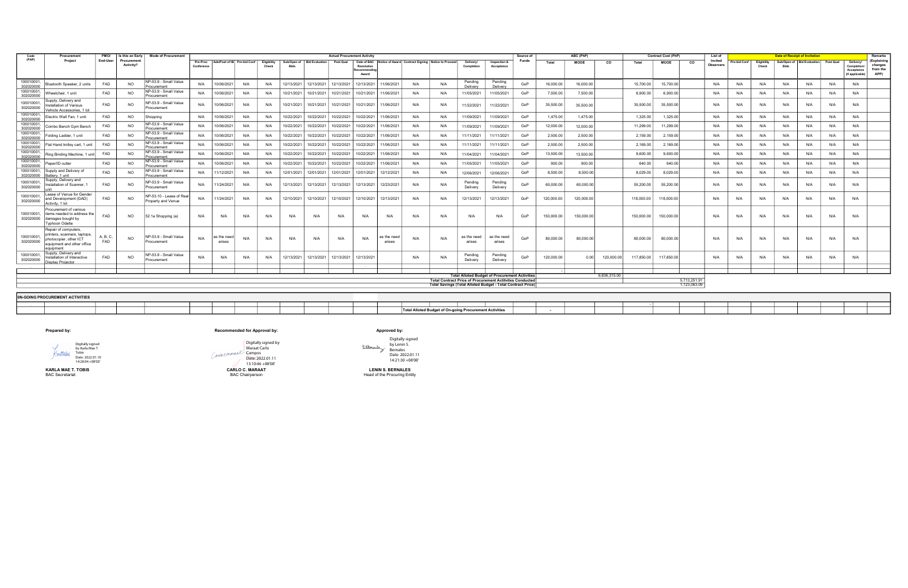| Code (PAP) | Procurement Project | PMO/ End-User | Is this an Early Procurement Activity? | Mode of Procurement | Actual Procurement Activity | | | | | | | | | | | | | | Source of Funds | ABC (PhP) | | | Contract Cost (PhP) | | | List of Invited Observers | Date of Receipt of Invitation | | | | | | | Remarks (Explaining changes from the APP) |
|---|---|---|---|---|---|---|---|---|---|---|---|---|---|---|---|---|---|---|---|---|---|---|---|---|---|---|---|---|---|---|---|---|---|---|
| | | | | | Pre-Proc Conference | Ads/Post of IB | Pre-bid Conf | Eligibility Check | Sub/Open of Bids | Bid Evaluation | Post Qual | Date of BAC Resolution Recommending Award | Notice of Award | Contract Signing | Notice to Proceed | Delivery/ Completion | Inspection & Acceptance | | | Total | MOOE | CO | Total | MOOE | CO | | Pre-bid Conf | Eligibility Check | Sub/Open of Bids | Bid Evaluation | Post Qual | Delivery/ Completion/ Acceptance (If applicable) | |
| 100010001, 302020000 | Bluetooth Speaker, 2 units | FAD | NO | NP-53.9 - Small Value Procurement | N/A | 10/06/2021 | N/A | N/A | 12/13/2021 | 12/13/2021 | 12/13/2021 | 12/13/2021 | 11/06/2021 | N/A | N/A | Pending Delivery | Pending Delivery | GoP | 16,000.00 | 16,000.00 | | 15,700.00 | 15,700.00 | | N/A | N/A | N/A | N/A | N/A | N/A | N/A | |
| 100010001, 302020000 | Wheelchair, 1 unit | FAD | NO | NP-53.9 - Small Value Procurement | N/A | 10/06/2021 | N/A | N/A | 10/21/2021 | 10/21/2021 | 10/21/2021 | 10/21/2021 | 11/06/2021 | N/A | N/A | 11/05/2021 | 11/05/2021 | GoP | 7,500.00 | 7,500.00 | | 6,900.00 | 6,900.00 | | N/A | N/A | N/A | N/A | N/A | N/A | N/A | |
| 100010001, 302020000 | Supply, Delivery and Installation of Various Vehicle Accessories, 1 lot | FAD | NO | NP-53.9 - Small Value Procurement | N/A | 10/06/2021 | N/A | N/A | 10/21/2021 | 10/21/2021 | 10/21/2021 | 10/21/2021 | 11/06/2021 | N/A | N/A | 11/22/2021 | 11/22/2021 | GoP | 35,500.00 | 35,500.00 | | 35,500.00 | 35,500.00 | | N/A | N/A | N/A | N/A | N/A | N/A | N/A | |
| 100010001, 302020000 | Electric Wall Fan, 1 unit | FAD | NO | Shopping | N/A | 10/06/2021 | N/A | N/A | 10/22/2021 | 10/22/2021 | 10/22/2021 | 10/22/2021 | 11/06/2021 | N/A | N/A | 11/09/2021 | 11/09/2021 | GoP | 1,475.00 | 1,475.00 | | 1,325.00 | 1,325.00 | | N/A | N/A | N/A | N/A | N/A | N/A | N/A | |
| 100010001, 302020000 | Combo Bench Gym Bench | FAD | NO | NP-53.9 - Small Value Procurement | N/A | 10/06/2021 | N/A | N/A | 10/22/2021 | 10/22/2021 | 10/22/2021 | 10/22/2021 | 11/06/2021 | N/A | N/A | 11/09/2021 | 11/09/2021 | GoP | 12,000.00 | 12,000.00 | | 11,299.00 | 11,299.00 | | N/A | N/A | N/A | N/A | N/A | N/A | N/A | |
| 100010001, 302020000 | Folding Ladder, 1 unit | FAD | NO | NP-53.9 - Small Value Procurement | N/A | 10/06/2021 | N/A | N/A | 10/22/2021 | 10/22/2021 | 10/22/2021 | 10/22/2021 | 11/06/2021 | N/A | N/A | 11/11/2021 | 11/11/2021 | GoP | 2,500.00 | 2,500.00 | | 2,159.00 | 2,159.00 | | N/A | N/A | N/A | N/A | N/A | N/A | N/A | |
| 100010001, 302020000 | Flat Hand trolley cart, 1 unit | FAD | NO | NP-53.9 - Small Value Procurement | N/A | 10/06/2021 | N/A | N/A | 10/22/2021 | 10/22/2021 | 10/22/2021 | 10/22/2021 | 11/06/2021 | N/A | N/A | 11/11/2021 | 11/11/2021 | GoP | 2,500.00 | 2,500.00 | | 2,169.00 | 2,169.00 | | N/A | N/A | N/A | N/A | N/A | N/A | N/A | |
| 100010001, 302020000 | Ring Binding Machine, 1 unit | FAD | NO | NP-53.9 - Small Value Procurement | N/A | 10/06/2021 | N/A | N/A | 10/22/2021 | 10/22/2021 | 10/22/2021 | 10/22/2021 | 11/06/2021 | N/A | N/A | 11/04/2021 | 11/04/2021 | GoP | 13,500.00 | 13,500.00 | | 9,600.00 | 9,600.00 | | N/A | N/A | N/A | N/A | N/A | N/A | N/A | |
| 100010001, 302020000 | Paper/ID cutter | FAD | NO | NP-53.9 - Small Value Procurement | N/A | 10/06/2021 | N/A | N/A | 10/22/2021 | 10/22/2021 | 10/22/2021 | 10/22/2021 | 11/06/2021 | N/A | N/A | 11/05/2021 | 11/05/2021 | GoP | 900.00 | 900.00 | | 640.00 | 640.00 | | N/A | N/A | N/A | N/A | N/A | N/A | N/A | |
| 100010001, 302020000 | Supply and Delivery of Battery, 1 unit | FAD | NO | NP-53.9 - Small Value Procurement | N/A | 11/12/2021 | N/A | N/A | 12/01/2021 | 12/01/2021 | 12/01/2021 | 12/01/2021 | 12/12/2021 | N/A | N/A | 12/06/2021 | 12/06/2021 | GoP | 8,500.00 | 8,500.00 | | 8,029.00 | 8,029.00 | | N/A | N/A | N/A | N/A | N/A | N/A | N/A | |
| 100010001, 302020000 | Supply, Delivery and Installation of Scanner, 1 unit | FAD | NO | NP-53.9 - Small Value Procurement | N/A | 11/24/2021 | N/A | N/A | 12/13/2021 | 12/13/2021 | 12/13/2021 | 12/13/2021 | 12/23/2021 | N/A | N/A | Pending Delivery | Pending Delivery | GoP | 60,000.00 | 60,000.00 | | 55,200.00 | 55,200.00 | | N/A | N/A | N/A | N/A | N/A | N/A | N/A | |
| 100010001, 302020000 | Lease of Venue for Gender and Development (GAD) Activity, 1 lot | FAD | NO | NP-53.10 - Lease of Real Property and Venue | N/A | 11/24/2021 | N/A | N/A | 12/10/2021 | 12/10/2021 | 12/10/2021 | 12/10/2021 | 12/13/2021 | N/A | N/A | 12/13/2021 | 12/13/2021 | GoP | 120,000.00 | 120,000.00 | | 118,000.00 | 118,000.00 | | N/A | N/A | N/A | N/A | N/A | N/A | N/A | |
| 100010001, 302020000 | Procurement of various items needed to address the damages bought by Typhoon Odette | FAD | NO | 52.1a Shopping (a) | N/A | N/A | N/A | N/A | N/A | N/A | N/A | N/A | N/A | N/A | N/A | N/A | N/A | GoP | 150,000.00 | 150,000.00 | | 150,000.00 | 150,000.00 | | N/A | N/A | N/A | N/A | N/A | N/A | N/A | |
| 100010001, 302020000 | Repair of computers, printers, scanners, laptops, photocopier, other ICT equipment and other office equipment | A, B, C, FAD | NO | NP-53.9 - Small Value Procurement | N/A | as the need arises | N/A | N/A | N/A | N/A | N/A | N/A | as the need arises | N/A | N/A | as the need arises | as the need arises | GoP | 80,000.00 | 80,000.00 | | 80,000.00 | 80,000.00 | | N/A | N/A | N/A | N/A | N/A | N/A | N/A | |
| 100010001, 302020000 | Supply, Delivery and Installation of Interactive Display Projector | FAD | NO | NP-53.9 - Small Value Procurement | N/A | N/A | N/A | N/A | 12/13/2021 | 12/13/2021 | 12/13/2021 | 12/13/2021 | | N/A | N/A | Pending Delivery | Pending Delivery | GoP | 120,000.00 | 0.00 | 120,000.00 | 117,850.00 | 117,850.00 | | N/A | N/A | N/A | N/A | N/A | N/A | N/A | |

| | |
|---|---|
| Total Alloted Budget of Procurement Activities | 6,836,315.00 |
| Total Contract Price of Procurement Actitvities Conducted | 5,713,251.91 |
| Total Savings (Total Alloted Budget - Total Contract Price) | 1,123,063.09 |

**0N-GOING PROCUREMENT ACTIVITIES**

| | |
|---|---|
| Total Alloted Budget of On-going Procurement Activities | - |

Prepared by:

Digitally signed by Karla Mae T. Tobis
Date: 2022.01.10 14:28:04 +08'00'

**KARLA MAE T. TOBIS**
BAC Secretariat

Recommended for Approval by:

Digitally signed by Maraat Carlo Campos
Date: 2022.01.11 13:10:46 +08'00'

**CARLO C. MARAAT**
BAC Chairperson

Approved by:

Digitally signed by Lenin S. Bernales
Date: 2022.01.11 14:21:30 +08'00'

**LENIN S. BERNALES**
Head of the Procuring Entity